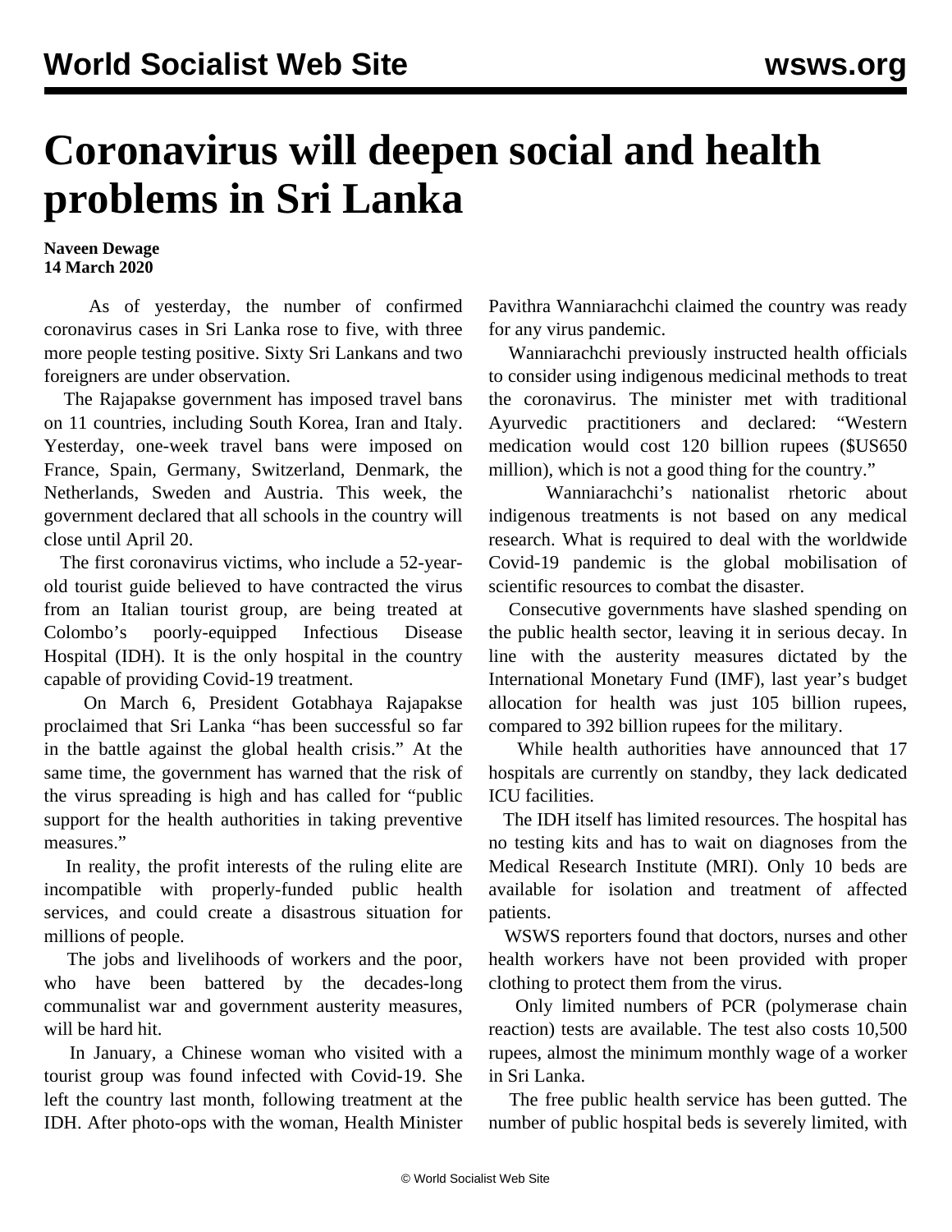# Coronavirus will deepen social and health problems in Sri Lanka

**Naveen Dewage**
**14 March 2020**

As of yesterday, the number of confirmed coronavirus cases in Sri Lanka rose to five, with three more people testing positive. Sixty Sri Lankans and two foreigners are under observation.

The Rajapakse government has imposed travel bans on 11 countries, including South Korea, Iran and Italy. Yesterday, one-week travel bans were imposed on France, Spain, Germany, Switzerland, Denmark, the Netherlands, Sweden and Austria. This week, the government declared that all schools in the country will close until April 20.

The first coronavirus victims, who include a 52-year-old tourist guide believed to have contracted the virus from an Italian tourist group, are being treated at Colombo's poorly-equipped Infectious Disease Hospital (IDH). It is the only hospital in the country capable of providing Covid-19 treatment.

On March 6, President Gotabhaya Rajapakse proclaimed that Sri Lanka "has been successful so far in the battle against the global health crisis." At the same time, the government has warned that the risk of the virus spreading is high and has called for "public support for the health authorities in taking preventive measures."

In reality, the profit interests of the ruling elite are incompatible with properly-funded public health services, and could create a disastrous situation for millions of people.

The jobs and livelihoods of workers and the poor, who have been battered by the decades-long communalist war and government austerity measures, will be hard hit.

In January, a Chinese woman who visited with a tourist group was found infected with Covid-19. She left the country last month, following treatment at the IDH. After photo-ops with the woman, Health Minister Pavithra Wanniarachchi claimed the country was ready for any virus pandemic.

Wanniarachchi previously instructed health officials to consider using indigenous medicinal methods to treat the coronavirus. The minister met with traditional Ayurvedic practitioners and declared: "Western medication would cost 120 billion rupees ($US650 million), which is not a good thing for the country."

Wanniarachchi's nationalist rhetoric about indigenous treatments is not based on any medical research. What is required to deal with the worldwide Covid-19 pandemic is the global mobilisation of scientific resources to combat the disaster.

Consecutive governments have slashed spending on the public health sector, leaving it in serious decay. In line with the austerity measures dictated by the International Monetary Fund (IMF), last year's budget allocation for health was just 105 billion rupees, compared to 392 billion rupees for the military.

While health authorities have announced that 17 hospitals are currently on standby, they lack dedicated ICU facilities.

The IDH itself has limited resources. The hospital has no testing kits and has to wait on diagnoses from the Medical Research Institute (MRI). Only 10 beds are available for isolation and treatment of affected patients.

WSWS reporters found that doctors, nurses and other health workers have not been provided with proper clothing to protect them from the virus.

Only limited numbers of PCR (polymerase chain reaction) tests are available. The test also costs 10,500 rupees, almost the minimum monthly wage of a worker in Sri Lanka.

The free public health service has been gutted. The number of public hospital beds is severely limited, with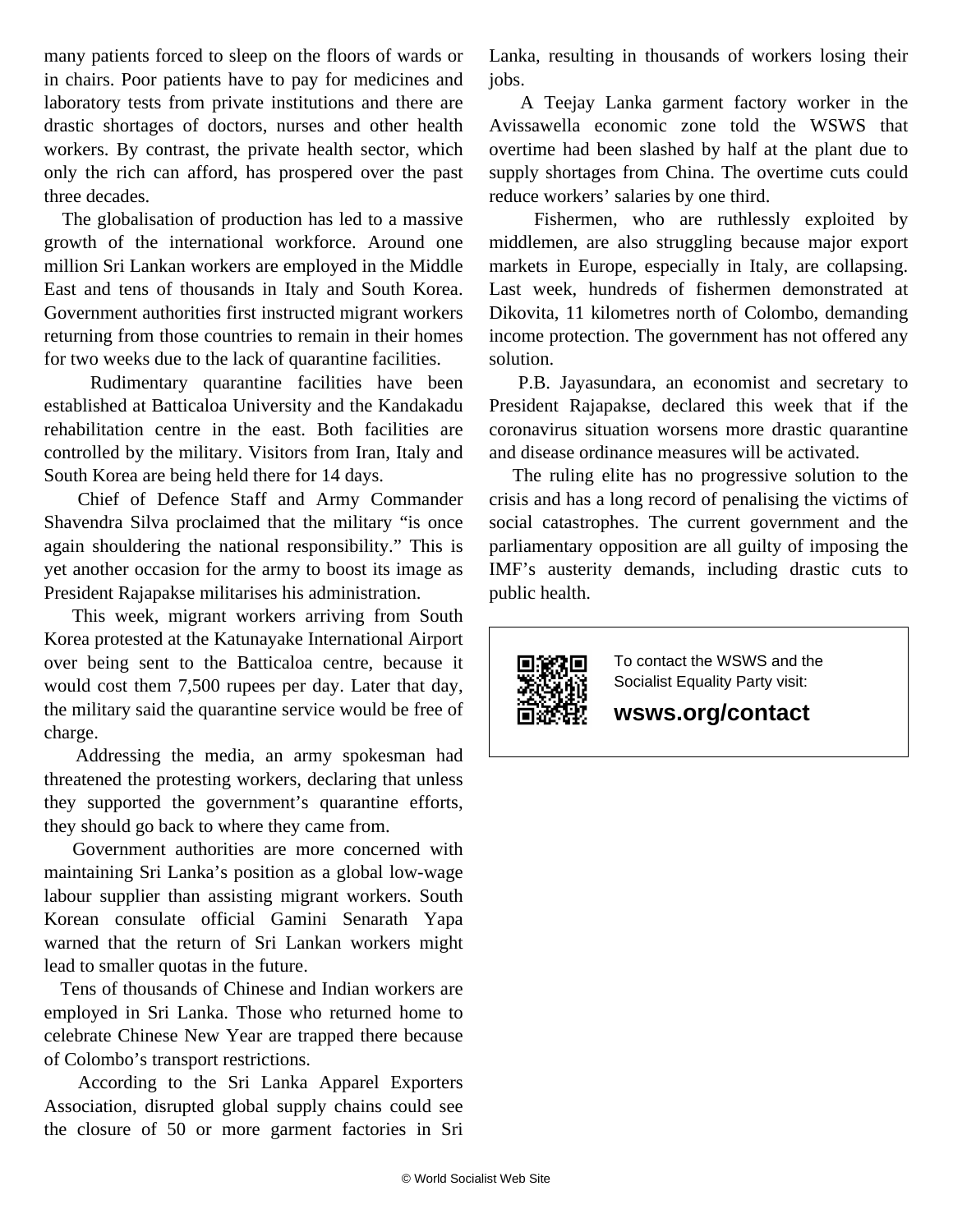many patients forced to sleep on the floors of wards or in chairs. Poor patients have to pay for medicines and laboratory tests from private institutions and there are drastic shortages of doctors, nurses and other health workers. By contrast, the private health sector, which only the rich can afford, has prospered over the past three decades.

The globalisation of production has led to a massive growth of the international workforce. Around one million Sri Lankan workers are employed in the Middle East and tens of thousands in Italy and South Korea. Government authorities first instructed migrant workers returning from those countries to remain in their homes for two weeks due to the lack of quarantine facilities.

Rudimentary quarantine facilities have been established at Batticaloa University and the Kandakadu rehabilitation centre in the east. Both facilities are controlled by the military. Visitors from Iran, Italy and South Korea are being held there for 14 days.

Chief of Defence Staff and Army Commander Shavendra Silva proclaimed that the military "is once again shouldering the national responsibility." This is yet another occasion for the army to boost its image as President Rajapakse militarises his administration.

This week, migrant workers arriving from South Korea protested at the Katunayake International Airport over being sent to the Batticaloa centre, because it would cost them 7,500 rupees per day. Later that day, the military said the quarantine service would be free of charge.

Addressing the media, an army spokesman had threatened the protesting workers, declaring that unless they supported the government's quarantine efforts, they should go back to where they came from.

Government authorities are more concerned with maintaining Sri Lanka's position as a global low-wage labour supplier than assisting migrant workers. South Korean consulate official Gamini Senarath Yapa warned that the return of Sri Lankan workers might lead to smaller quotas in the future.

Tens of thousands of Chinese and Indian workers are employed in Sri Lanka. Those who returned home to celebrate Chinese New Year are trapped there because of Colombo's transport restrictions.

According to the Sri Lanka Apparel Exporters Association, disrupted global supply chains could see the closure of 50 or more garment factories in Sri Lanka, resulting in thousands of workers losing their jobs.

A Teejay Lanka garment factory worker in the Avissawella economic zone told the WSWS that overtime had been slashed by half at the plant due to supply shortages from China. The overtime cuts could reduce workers' salaries by one third.

Fishermen, who are ruthlessly exploited by middlemen, are also struggling because major export markets in Europe, especially in Italy, are collapsing. Last week, hundreds of fishermen demonstrated at Dikovita, 11 kilometres north of Colombo, demanding income protection. The government has not offered any solution.

P.B. Jayasundara, an economist and secretary to President Rajapakse, declared this week that if the coronavirus situation worsens more drastic quarantine and disease ordinance measures will be activated.

The ruling elite has no progressive solution to the crisis and has a long record of penalising the victims of social catastrophes. The current government and the parliamentary opposition are all guilty of imposing the IMF's austerity demands, including drastic cuts to public health.

To contact the WSWS and the Socialist Equality Party visit:

**wsws.org/contact**